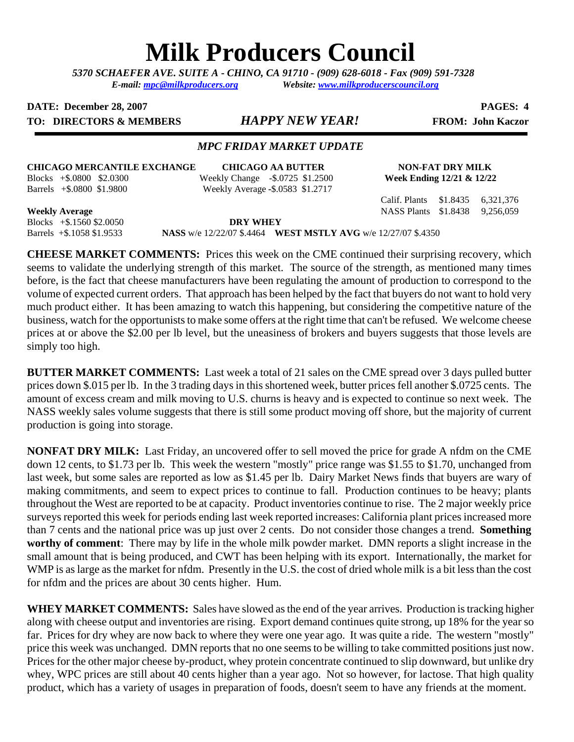# Milk Producers Council

*5370 SCHAEFER AVE. SUITE A - CHINO, CA 91710 - (909) 628-6018 - Fax (909) 591-7328*
*E-mail: mpc@milkproducers.org Website: www.milkproducerscouncil.org*

**DATE: December 28, 2007** **PAGES: 4**

**TO: DIRECTORS & MEMBERS** ***HAPPY NEW YEAR!*** **FROM: John Kaczor**

### *MPC FRIDAY MARKET UPDATE*

| **CHICAGO MERCANTILE EXCHANGE** | | | **CHICAGO AA BUTTER** | | | **NON-FAT DRY MILK** | | |
|---|---|---|---|---|---|---|---|---|
| Blocks | +$.0800 | $2.0300 | Weekly Change | -$.0725 | $1.2500 | **Week Ending 12/21 & 12/22** | | |
| Barrels | +$.0800 | $1.9800 | Weekly Average | -$.0583 | $1.2717 | | | |
| | | | | | | Calif. Plants | $1.8435 | 6,321,376 |
| **Weekly Average** | | | | | | NASS Plants | $1.8438 | 9,256,059 |
| Blocks | +$.1560 | $2.0050 | **DRY WHEY** | | | | | |
| Barrels | +$.1058 | $1.9533 | **NASS** w/e 12/22/07 $.4464 | | | **WEST MSTLY AVG** w/e 12/27/07 $.4350 | | |

**CHEESE MARKET COMMENTS:** Prices this week on the CME continued their surprising recovery, which seems to validate the underlying strength of this market. The source of the strength, as mentioned many times before, is the fact that cheese manufacturers have been regulating the amount of production to correspond to the volume of expected current orders. That approach has been helped by the fact that buyers do not want to hold very much product either. It has been amazing to watch this happening, but considering the competitive nature of the business, watch for the opportunists to make some offers at the right time that can't be refused. We welcome cheese prices at or above the $2.00 per lb level, but the uneasiness of brokers and buyers suggests that those levels are simply too high.

**BUTTER MARKET COMMENTS:** Last week a total of 21 sales on the CME spread over 3 days pulled butter prices down $.015 per lb. In the 3 trading days in this shortened week, butter prices fell another $.0725 cents. The amount of excess cream and milk moving to U.S. churns is heavy and is expected to continue so next week. The NASS weekly sales volume suggests that there is still some product moving off shore, but the majority of current production is going into storage.

**NONFAT DRY MILK:** Last Friday, an uncovered offer to sell moved the price for grade A nfdm on the CME down 12 cents, to $1.73 per lb. This week the western "mostly" price range was $1.55 to $1.70, unchanged from last week, but some sales are reported as low as $1.45 per lb. Dairy Market News finds that buyers are wary of making commitments, and seem to expect prices to continue to fall. Production continues to be heavy; plants throughout the West are reported to be at capacity. Product inventories continue to rise. The 2 major weekly price surveys reported this week for periods ending last week reported increases: California plant prices increased more than 7 cents and the national price was up just over 2 cents. Do not consider those changes a trend. **Something worthy of comment**: There may by life in the whole milk powder market. DMN reports a slight increase in the small amount that is being produced, and CWT has been helping with its export. Internationally, the market for WMP is as large as the market for nfdm. Presently in the U.S. the cost of dried whole milk is a bit less than the cost for nfdm and the prices are about 30 cents higher. Hum.

**WHEY MARKET COMMENTS:** Sales have slowed as the end of the year arrives. Production is tracking higher along with cheese output and inventories are rising. Export demand continues quite strong, up 18% for the year so far. Prices for dry whey are now back to where they were one year ago. It was quite a ride. The western "mostly" price this week was unchanged. DMN reports that no one seems to be willing to take committed positions just now. Prices for the other major cheese by-product, whey protein concentrate continued to slip downward, but unlike dry whey, WPC prices are still about 40 cents higher than a year ago. Not so however, for lactose. That high quality product, which has a variety of usages in preparation of foods, doesn't seem to have any friends at the moment.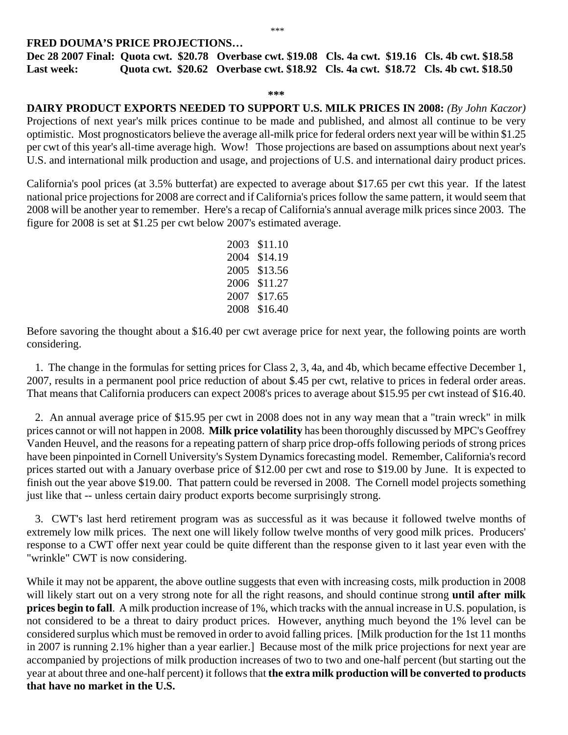\*\*\*

**FRED DOUMA'S PRICE PROJECTIONS…**

| | | | | |
|---|---|---|---|---|
| **Dec 28 2007 Final:** | **Quota cwt. $20.78** | **Overbase cwt. $19.08** | **Cls. 4a cwt. $19.16** | **Cls. 4b cwt. $18.58** |
| **Last week:** | **Quota cwt. $20.62** | **Overbase cwt. $18.92** | **Cls. 4a cwt. $18.72** | **Cls. 4b cwt. $18.50** |

**\*\*\***

**DAIRY PRODUCT EXPORTS NEEDED TO SUPPORT U.S. MILK PRICES IN 2008:** *(By John Kaczor)* Projections of next year's milk prices continue to be made and published, and almost all continue to be very optimistic. Most prognosticators believe the average all-milk price for federal orders next year will be within $1.25 per cwt of this year's all-time average high. Wow! Those projections are based on assumptions about next year's U.S. and international milk production and usage, and projections of U.S. and international dairy product prices.

California's pool prices (at 3.5% butterfat) are expected to average about $17.65 per cwt this year. If the latest national price projections for 2008 are correct and if California's prices follow the same pattern, it would seem that 2008 will be another year to remember. Here's a recap of California's annual average milk prices since 2003. The figure for 2008 is set at $1.25 per cwt below 2007's estimated average.

| | |
|---|---|
| 2003 | $11.10 |
| 2004 | $14.19 |
| 2005 | $13.56 |
| 2006 | $11.27 |
| 2007 | $17.65 |
| 2008 | $16.40 |

Before savoring the thought about a $16.40 per cwt average price for next year, the following points are worth considering.

1. The change in the formulas for setting prices for Class 2, 3, 4a, and 4b, which became effective December 1, 2007, results in a permanent pool price reduction of about $.45 per cwt, relative to prices in federal order areas. That means that California producers can expect 2008's prices to average about $15.95 per cwt instead of $16.40.

2. An annual average price of $15.95 per cwt in 2008 does not in any way mean that a "train wreck" in milk prices cannot or will not happen in 2008. **Milk price volatility** has been thoroughly discussed by MPC's Geoffrey Vanden Heuvel, and the reasons for a repeating pattern of sharp price drop-offs following periods of strong prices have been pinpointed in Cornell University's System Dynamics forecasting model. Remember, California's record prices started out with a January overbase price of $12.00 per cwt and rose to $19.00 by June. It is expected to finish out the year above $19.00. That pattern could be reversed in 2008. The Cornell model projects something just like that -- unless certain dairy product exports become surprisingly strong.

3. CWT's last herd retirement program was as successful as it was because it followed twelve months of extremely low milk prices. The next one will likely follow twelve months of very good milk prices. Producers' response to a CWT offer next year could be quite different than the response given to it last year even with the "wrinkle" CWT is now considering.

While it may not be apparent, the above outline suggests that even with increasing costs, milk production in 2008 will likely start out on a very strong note for all the right reasons, and should continue strong **until after milk prices begin to fall**. A milk production increase of 1%, which tracks with the annual increase in U.S. population, is not considered to be a threat to dairy product prices. However, anything much beyond the 1% level can be considered surplus which must be removed in order to avoid falling prices. [Milk production for the 1st 11 months in 2007 is running 2.1% higher than a year earlier.] Because most of the milk price projections for next year are accompanied by projections of milk production increases of two to two and one-half percent (but starting out the year at about three and one-half percent) it follows that **the extra milk production will be converted to products that have no market in the U.S.**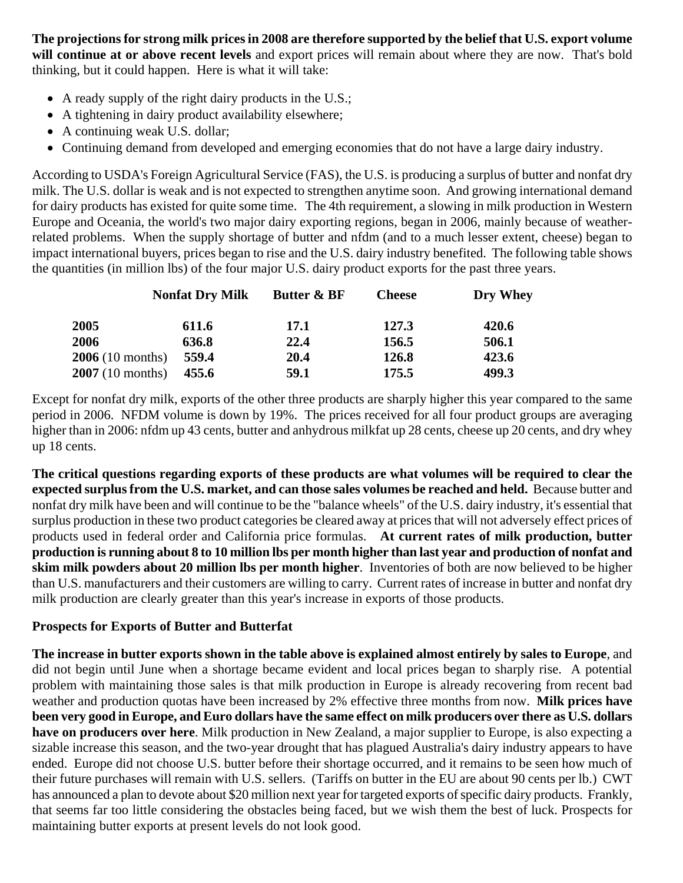**The projections for strong milk prices in 2008 are therefore supported by the belief that U.S. export volume will continue at or above recent levels** and export prices will remain about where they are now. That's bold thinking, but it could happen. Here is what it will take:

- A ready supply of the right dairy products in the U.S.;
- A tightening in dairy product availability elsewhere;
- A continuing weak U.S. dollar;
- Continuing demand from developed and emerging economies that do not have a large dairy industry.

According to USDA's Foreign Agricultural Service (FAS), the U.S. is producing a surplus of butter and nonfat dry milk. The U.S. dollar is weak and is not expected to strengthen anytime soon. And growing international demand for dairy products has existed for quite some time. The 4th requirement, a slowing in milk production in Western Europe and Oceania, the world's two major dairy exporting regions, began in 2006, mainly because of weather-related problems. When the supply shortage of butter and nfdm (and to a much lesser extent, cheese) began to impact international buyers, prices began to rise and the U.S. dairy industry benefited. The following table shows the quantities (in million lbs) of the four major U.S. dairy product exports for the past three years.

| | **Nonfat Dry Milk** | **Butter & BF** | **Cheese** | **Dry Whey** |
|---|---|---|---|---|
| **2005** | **611.6** | **17.1** | **127.3** | **420.6** |
| **2006** | **636.8** | **22.4** | **156.5** | **506.1** |
| **2006** (10 months) | **559.4** | **20.4** | **126.8** | **423.6** |
| **2007** (10 months) | **455.6** | **59.1** | **175.5** | **499.3** |

Except for nonfat dry milk, exports of the other three products are sharply higher this year compared to the same period in 2006. NFDM volume is down by 19%. The prices received for all four product groups are averaging higher than in 2006: nfdm up 43 cents, butter and anhydrous milkfat up 28 cents, cheese up 20 cents, and dry whey up 18 cents.

**The critical questions regarding exports of these products are what volumes will be required to clear the expected surplus from the U.S. market, and can those sales volumes be reached and held.** Because butter and nonfat dry milk have been and will continue to be the "balance wheels" of the U.S. dairy industry, it's essential that surplus production in these two product categories be cleared away at prices that will not adversely effect prices of products used in federal order and California price formulas. **At current rates of milk production, butter production is running about 8 to 10 million lbs per month higher than last year and production of nonfat and skim milk powders about 20 million lbs per month higher**. Inventories of both are now believed to be higher than U.S. manufacturers and their customers are willing to carry. Current rates of increase in butter and nonfat dry milk production are clearly greater than this year's increase in exports of those products.

**Prospects for Exports of Butter and Butterfat**

**The increase in butter exports shown in the table above is explained almost entirely by sales to Europe**, and did not begin until June when a shortage became evident and local prices began to sharply rise. A potential problem with maintaining those sales is that milk production in Europe is already recovering from recent bad weather and production quotas have been increased by 2% effective three months from now. **Milk prices have been very good in Europe, and Euro dollars have the same effect on milk producers over there as U.S. dollars have on producers over here**. Milk production in New Zealand, a major supplier to Europe, is also expecting a sizable increase this season, and the two-year drought that has plagued Australia's dairy industry appears to have ended. Europe did not choose U.S. butter before their shortage occurred, and it remains to be seen how much of their future purchases will remain with U.S. sellers. (Tariffs on butter in the EU are about 90 cents per lb.) CWT has announced a plan to devote about $20 million next year for targeted exports of specific dairy products. Frankly, that seems far too little considering the obstacles being faced, but we wish them the best of luck. Prospects for maintaining butter exports at present levels do not look good.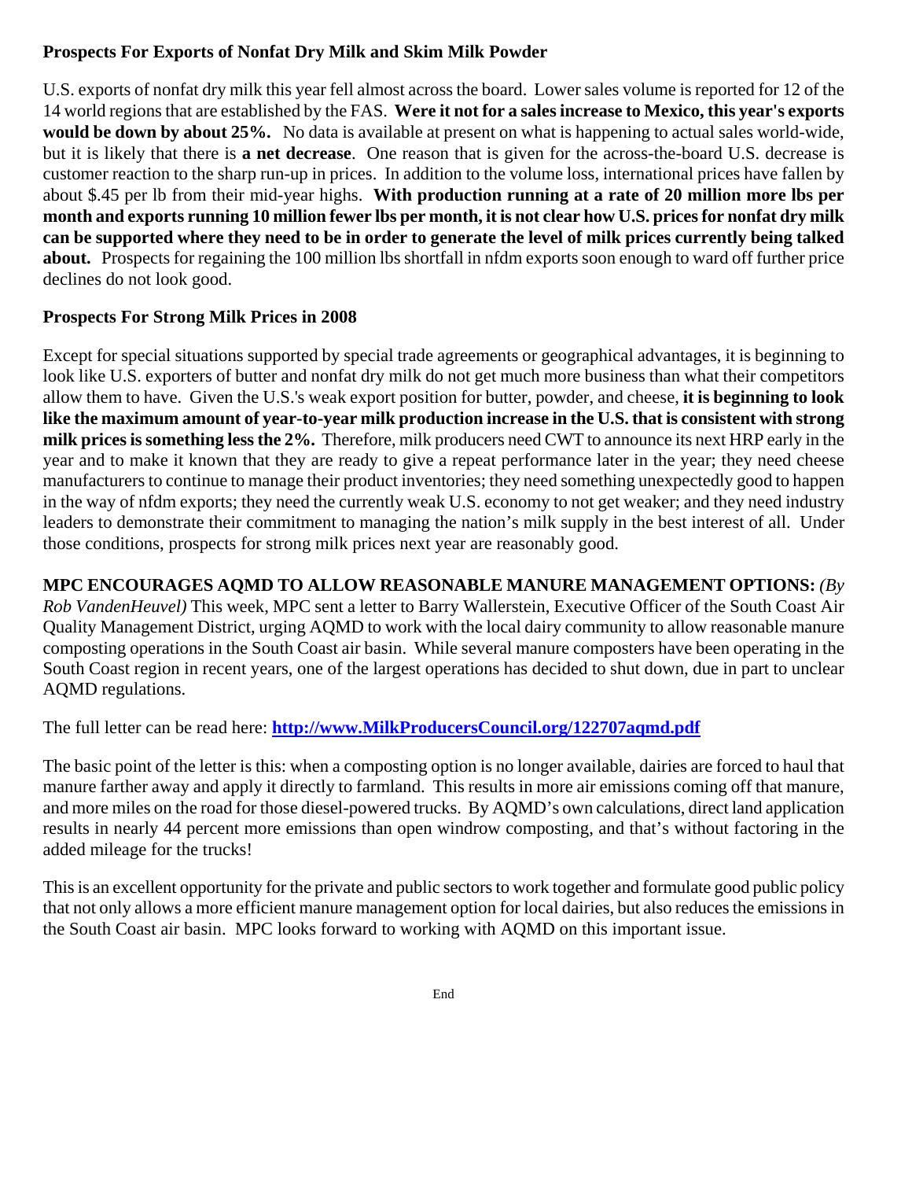**Prospects For Exports of Nonfat Dry Milk and Skim Milk Powder**

U.S. exports of nonfat dry milk this year fell almost across the board. Lower sales volume is reported for 12 of the 14 world regions that are established by the FAS. **Were it not for a sales increase to Mexico, this year's exports would be down by about 25%.** No data is available at present on what is happening to actual sales world-wide, but it is likely that there is **a net decrease**. One reason that is given for the across-the-board U.S. decrease is customer reaction to the sharp run-up in prices. In addition to the volume loss, international prices have fallen by about $.45 per lb from their mid-year highs. **With production running at a rate of 20 million more lbs per month and exports running 10 million fewer lbs per month, it is not clear how U.S. prices for nonfat dry milk can be supported where they need to be in order to generate the level of milk prices currently being talked about.** Prospects for regaining the 100 million lbs shortfall in nfdm exports soon enough to ward off further price declines do not look good.

**Prospects For Strong Milk Prices in 2008**

Except for special situations supported by special trade agreements or geographical advantages, it is beginning to look like U.S. exporters of butter and nonfat dry milk do not get much more business than what their competitors allow them to have. Given the U.S.'s weak export position for butter, powder, and cheese, **it is beginning to look like the maximum amount of year-to-year milk production increase in the U.S. that is consistent with strong milk prices is something less the 2%.** Therefore, milk producers need CWT to announce its next HRP early in the year and to make it known that they are ready to give a repeat performance later in the year; they need cheese manufacturers to continue to manage their product inventories; they need something unexpectedly good to happen in the way of nfdm exports; they need the currently weak U.S. economy to not get weaker; and they need industry leaders to demonstrate their commitment to managing the nation's milk supply in the best interest of all. Under those conditions, prospects for strong milk prices next year are reasonably good.

**MPC ENCOURAGES AQMD TO ALLOW REASONABLE MANURE MANAGEMENT OPTIONS:** *(By Rob VandenHeuvel)* This week, MPC sent a letter to Barry Wallerstein, Executive Officer of the South Coast Air Quality Management District, urging AQMD to work with the local dairy community to allow reasonable manure composting operations in the South Coast air basin. While several manure composters have been operating in the South Coast region in recent years, one of the largest operations has decided to shut down, due in part to unclear AQMD regulations.

The full letter can be read here: **http://www.MilkProducersCouncil.org/122707aqmd.pdf**

The basic point of the letter is this: when a composting option is no longer available, dairies are forced to haul that manure farther away and apply it directly to farmland. This results in more air emissions coming off that manure, and more miles on the road for those diesel-powered trucks. By AQMD's own calculations, direct land application results in nearly 44 percent more emissions than open windrow composting, and that's without factoring in the added mileage for the trucks!

This is an excellent opportunity for the private and public sectors to work together and formulate good public policy that not only allows a more efficient manure management option for local dairies, but also reduces the emissions in the South Coast air basin. MPC looks forward to working with AQMD on this important issue.

End